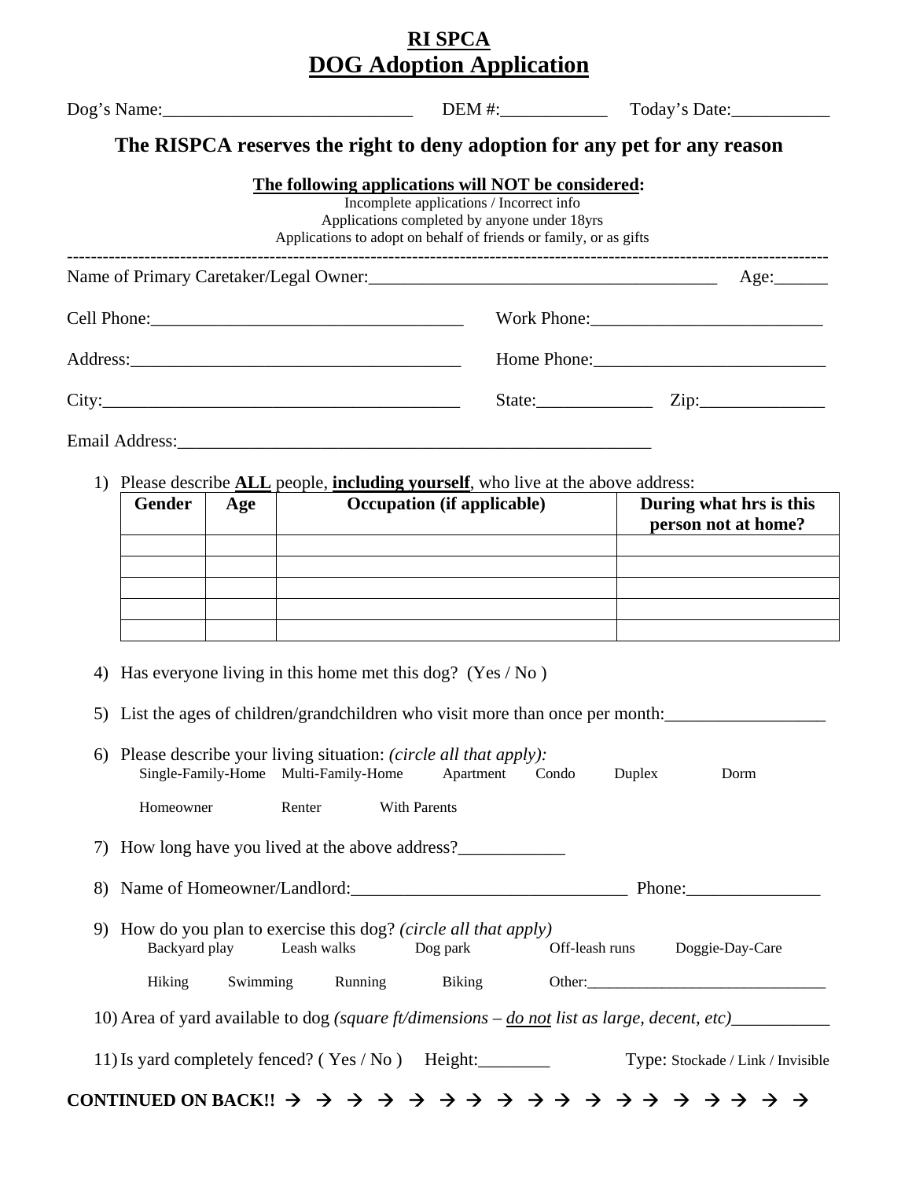# RI SPCA
# DOG Adoption Application

Dog's Name:___________________________ DEM #:____________ Today's Date:___________

**The RISPCA reserves the right to deny adoption for any pet for any reason**

**The following applications will NOT be considered:**

Incomplete applications / Incorrect info
Applications completed by anyone under 18yrs
Applications to adopt on behalf of friends or family, or as gifts

---

Name of Primary Caretaker/Legal Owner:_______________________________________ Age:______

Cell Phone:___________________________________ Work Phone:__________________________

Address:_____________________________________ Home Phone:__________________________

City:________________________________________ State:_____________ Zip:______________

Email Address:_______________________________________________________

1) Please describe **ALL** people, **including yourself**, who live at the above address:

| Gender | Age | Occupation (if applicable) | During what hrs is this person not at home? |
|---|---|---|---|
| | | | |
| | | | |
| | | | |
| | | | |
| | | | |

4) Has everyone living in this home met this dog? (Yes / No )

5) List the ages of children/grandchildren who visit more than once per month:__________________

6) Please describe your living situation: *(circle all that apply):*
   Single-Family-Home Multi-Family-Home Apartment Condo Duplex Dorm

   Homeowner Renter With Parents

7) How long have you lived at the above address?____________

8) Name of Homeowner/Landlord:_______________________________ Phone:_______________

9) How do you plan to exercise this dog? *(circle all that apply)*
   Backyard play Leash walks Dog park Off-leash runs Doggie-Day-Care

   Hiking Swimming Running Biking Other:________________________________

10) Area of yard available to dog *(square ft/dimensions – do not list as large, decent, etc)*___________

11) Is yard completely fenced? ( Yes / No ) Height:________ Type: Stockade / Link / Invisible

**CONTINUED ON BACK!!** → → → → → → → → → → → → → → → → → → →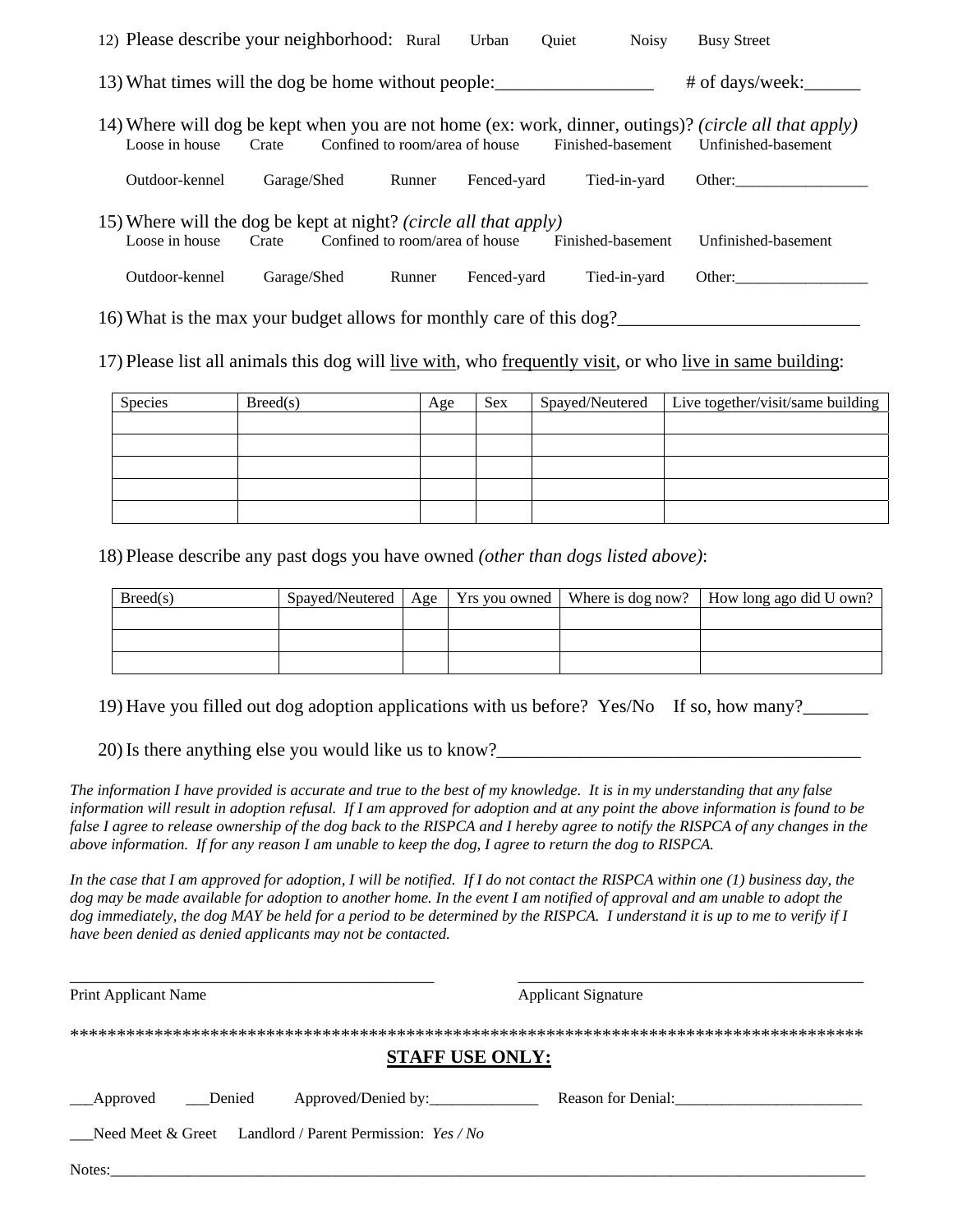12) Please describe your neighborhood: Rural Urban Quiet Noisy Busy Street

13) What times will the dog be home without people:_________________ # of days/week:______

14) Where will dog be kept when you are not home (ex: work, dinner, outings)? *(circle all that apply)*
Loose in house Crate Confined to room/area of house Finished-basement Unfinished-basement

Outdoor-kennel Garage/Shed Runner Fenced-yard Tied-in-yard Other:_________________

15) Where will the dog be kept at night? *(circle all that apply)*
Loose in house Crate Confined to room/area of house Finished-basement Unfinished-basement

Outdoor-kennel Garage/Shed Runner Fenced-yard Tied-in-yard Other:_________________

16) What is the max your budget allows for monthly care of this dog?__________________________

17) Please list all animals this dog will live with, who frequently visit, or who live in same building:

| Species | Breed(s) | Age | Sex | Spayed/Neutered | Live together/visit/same building |
|---|---|---|---|---|---|
| | | | | | |
| | | | | | |
| | | | | | |
| | | | | | |
| | | | | | |

18) Please describe any past dogs you have owned *(other than dogs listed above)*:

| Breed(s) | Spayed/Neutered | Age | Yrs you owned | Where is dog now? | How long ago did U own? |
|---|---|---|---|---|---|
| | | | | | |
| | | | | | |
| | | | | | |

19) Have you filled out dog adoption applications with us before? Yes/No If so, how many?_______

20) Is there anything else you would like us to know?_______________________________________

*The information I have provided is accurate and true to the best of my knowledge. It is in my understanding that any false information will result in adoption refusal. If I am approved for adoption and at any point the above information is found to be false I agree to release ownership of the dog back to the RISPCA and I hereby agree to notify the RISPCA of any changes in the above information. If for any reason I am unable to keep the dog, I agree to return the dog to RISPCA.*

*In the case that I am approved for adoption, I will be notified. If I do not contact the RISPCA within one (1) business day, the dog may be made available for adoption to another home. In the event I am notified of approval and am unable to adopt the dog immediately, the dog MAY be held for a period to be determined by the RISPCA. I understand it is up to me to verify if I have been denied as denied applicants may not be contacted.*

_____________________________________________ _____________________________________________

Print Applicant Name Applicant Signature

*****************************************************************************************

## STAFF USE ONLY:

___Approved ___Denied Approved/Denied by:______________ Reason for Denial:________________________

___Need Meet & Greet Landlord / Parent Permission: *Yes / No*

Notes:____________________________________________________________________________________________